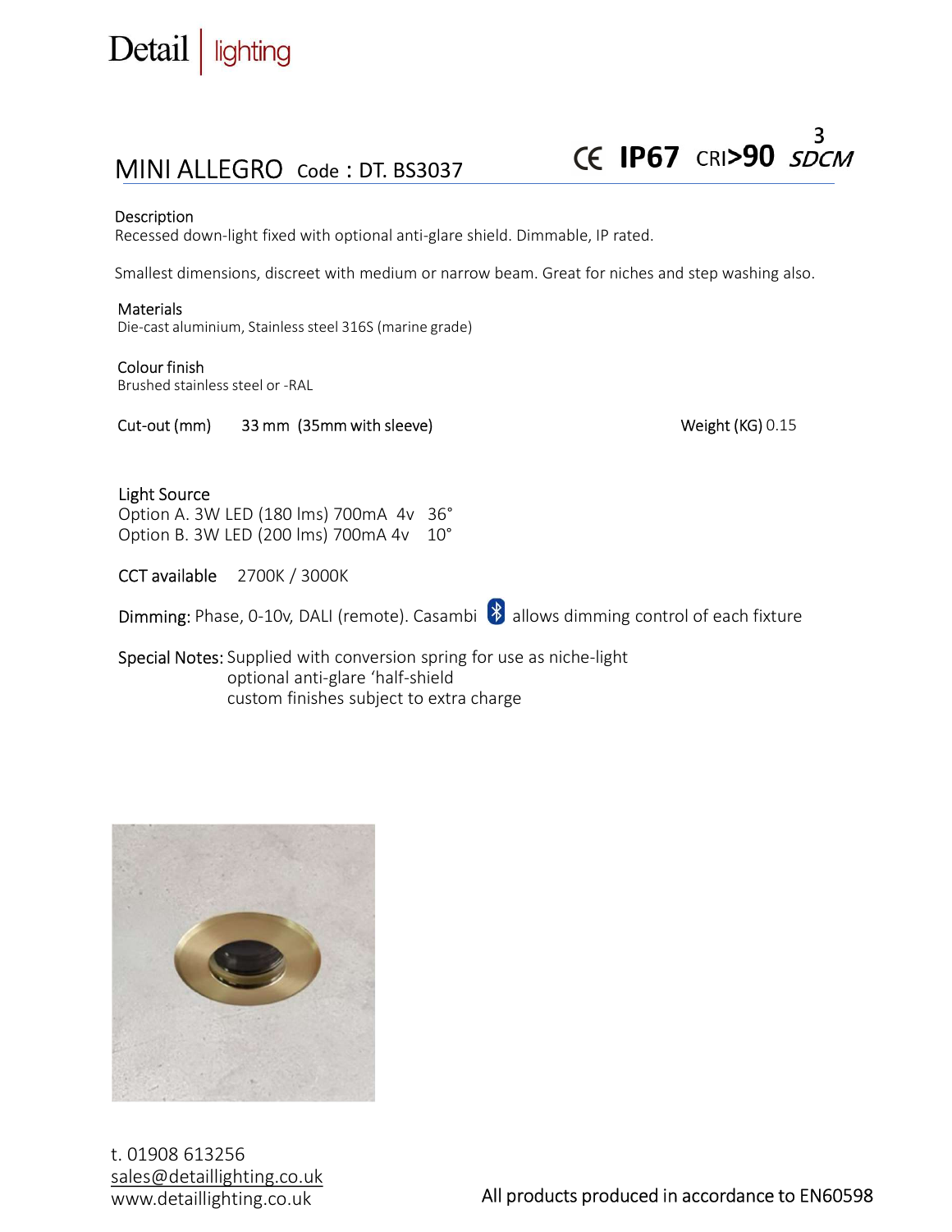Detail | lighting

## MINI ALLEGRO Code : DT. BS3037

CE **IP67** CRI>90 3 SDCM

**Description**
Recessed down-light fixed with optional anti-glare shield. Dimmable, IP rated.

Smallest dimensions, discreet with medium or narrow beam. Great for niches and step washing also.

**Materials**
Die-cast aluminium, Stainless steel 316S (marine grade)

**Colour finish**
Brushed stainless steel or -RAL

**Cut-out (mm)** 33 mm (35mm with sleeve)

**Weight (KG)** 0.15

**Light Source**
Option A. 3W LED (180 lms) 700mA 4v 36°
Option B. 3W LED (200 lms) 700mA 4v 10°

**CCT available** 2700K / 3000K

**Dimming:** Phase, 0-10v, DALI (remote). Casambi allows dimming control of each fixture

**Special Notes:** Supplied with conversion spring for use as niche-light
optional anti-glare 'half-shield
custom finishes subject to extra charge

t. 01908 613256
sales@detaillighting.co.uk
www.detaillighting.co.uk

All products produced in accordance to EN60598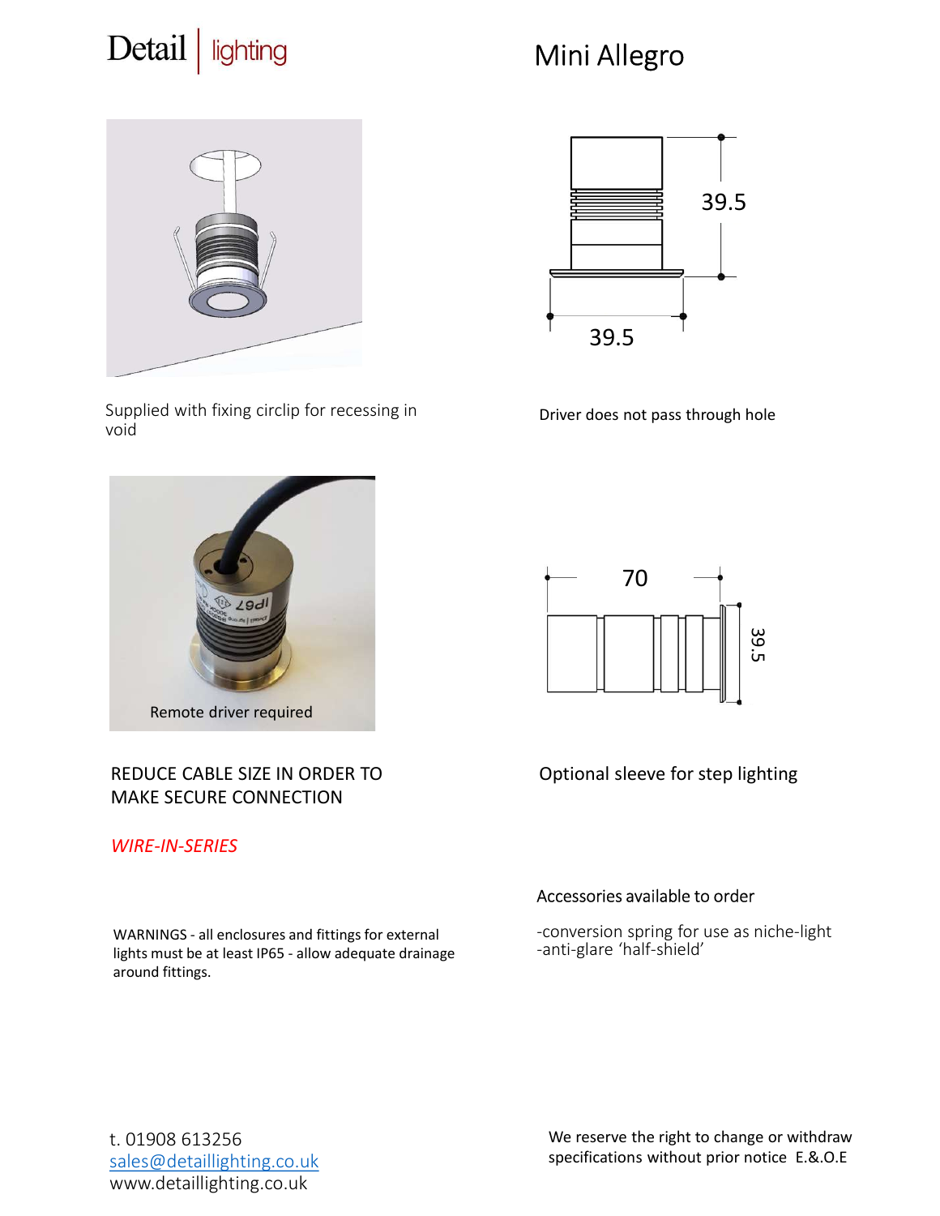Detail | lighting

# Mini Allegro

Supplied with fixing circlip for recessing in void

Driver does not pass through hole

Remote driver required

REDUCE CABLE SIZE IN ORDER TO MAKE SECURE CONNECTION

*WIRE-IN-SERIES*

Optional sleeve for step lighting

Accessories available to order

-conversion spring for use as niche-light
-anti-glare 'half-shield'

WARNINGS - all enclosures and fittings for external lights must be at least IP65 - allow adequate drainage around fittings.

t. 01908 613256
sales@detaillighting.co.uk
www.detaillighting.co.uk

We reserve the right to change or withdraw specifications without prior notice E.&.O.E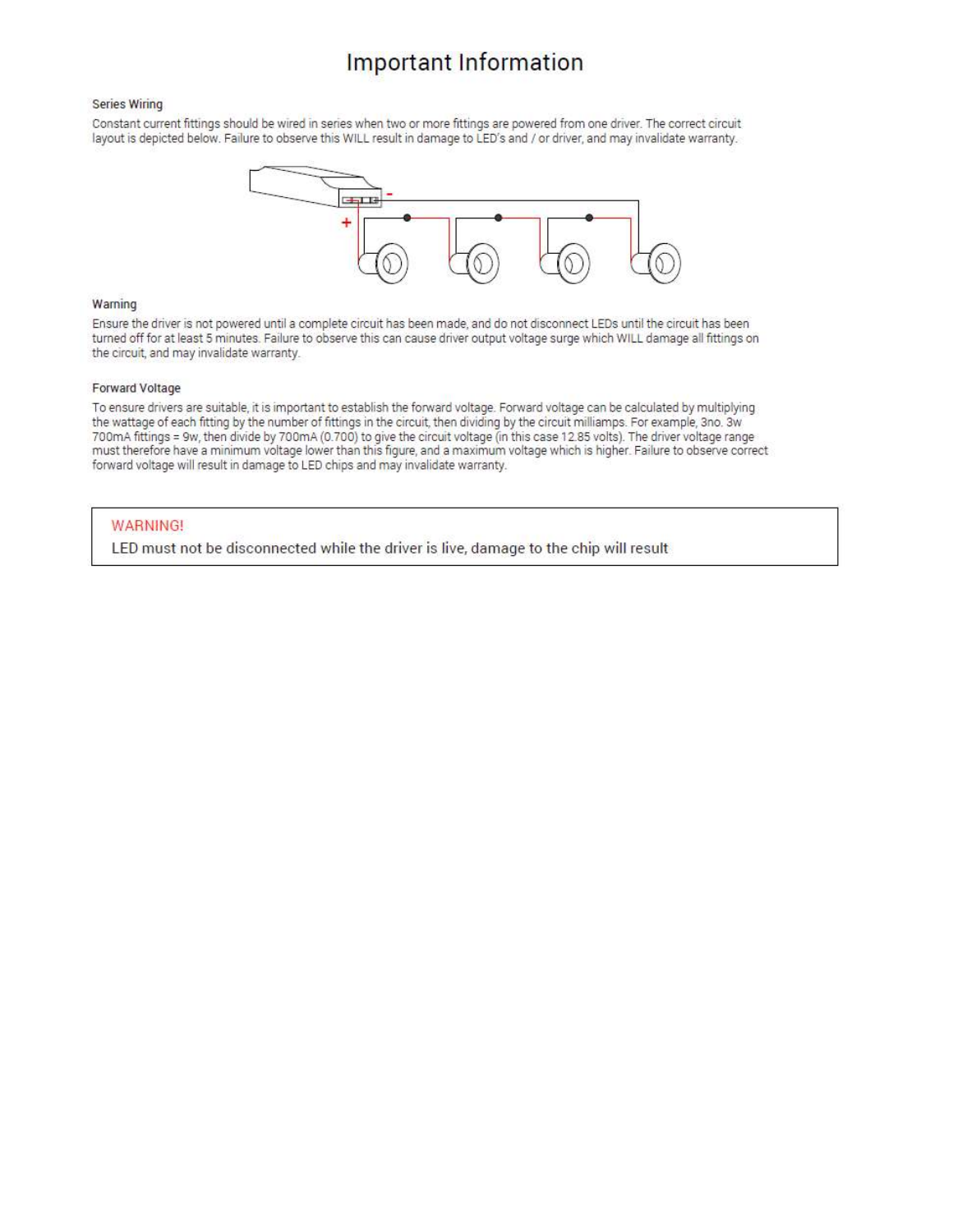# Important Information

### Series Wiring

Constant current fittings should be wired in series when two or more fittings are powered from one driver. The correct circuit layout is depicted below. Failure to observe this WILL result in damage to LED's and / or driver, and may invalidate warranty.

-

+

### Warning

Ensure the driver is not powered until a complete circuit has been made, and do not disconnect LEDs until the circuit has been turned off for at least 5 minutes. Failure to observe this can cause driver output voltage surge which WILL damage all fittings on the circuit, and may invalidate warranty.

### Forward Voltage

To ensure drivers are suitable, it is important to establish the forward voltage. Forward voltage can be calculated by multiplying the wattage of each fitting by the number of fittings in the circuit, then dividing by the circuit milliamps. For example, 3no. 3w 700mA fittings = 9w, then divide by 700mA (0.700) to give the circuit voltage (in this case 12.85 volts). The driver voltage range must therefore have a minimum voltage lower than this figure, and a maximum voltage which is higher. Failure to observe correct forward voltage will result in damage to LED chips and may invalidate warranty.

> WARNING!
>
> LED must not be disconnected while the driver is live, damage to the chip will result